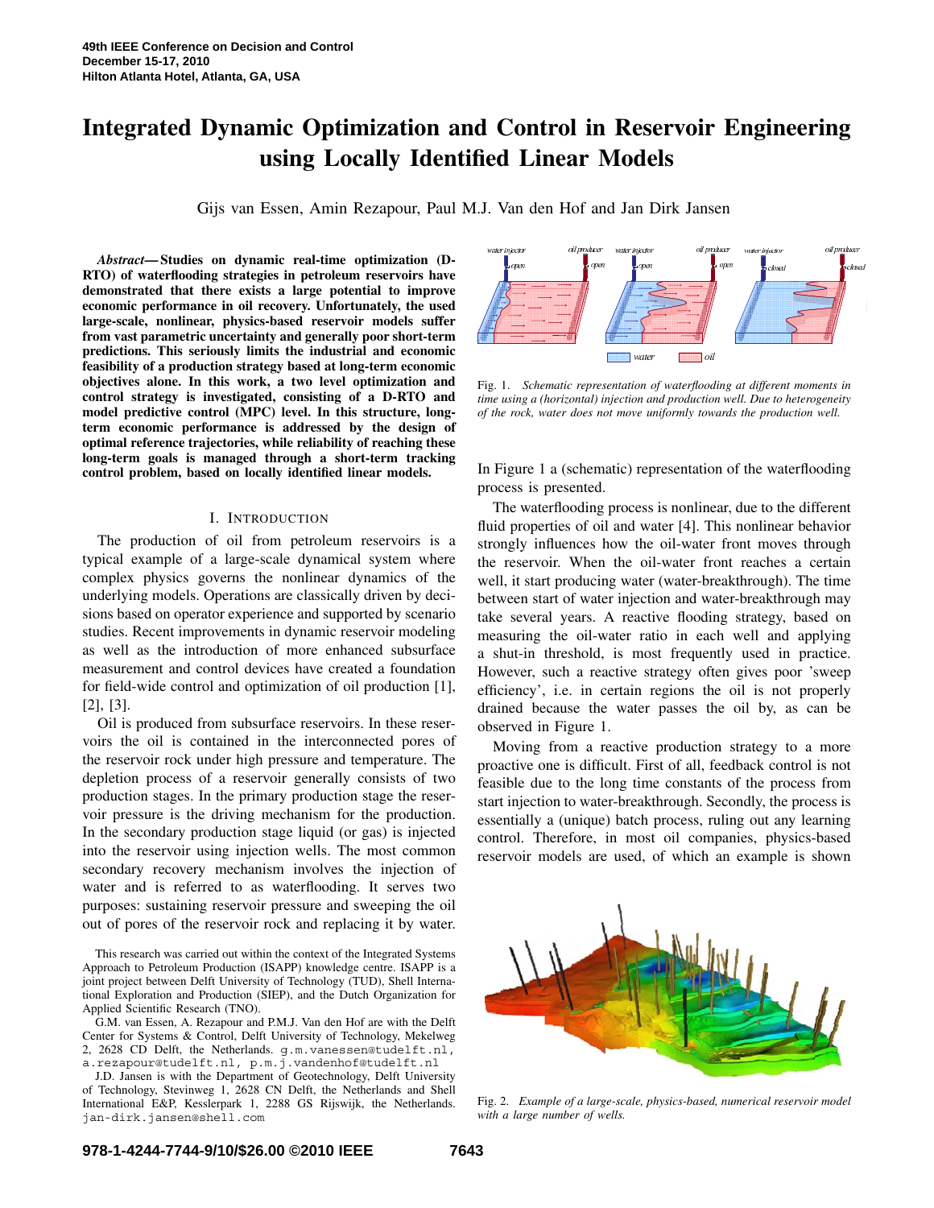# Integrated Dynamic Optimization and Control in Reservoir Engineering using Locally Identified Linear Models

Gijs van Essen, Amin Rezapour, Paul M.J. Van den Hof and Jan Dirk Jansen

***Abstract*— Studies on dynamic real-time optimization (D-RTO) of waterflooding strategies in petroleum reservoirs have demonstrated that there exists a large potential to improve economic performance in oil recovery. Unfortunately, the used large-scale, nonlinear, physics-based reservoir models suffer from vast parametric uncertainty and generally poor short-term predictions. This seriously limits the industrial and economic feasibility of a production strategy based at long-term economic objectives alone. In this work, a two level optimization and control strategy is investigated, consisting of a D-RTO and model predictive control (MPC) level. In this structure, long-term economic performance is addressed by the design of optimal reference trajectories, while reliability of reaching these long-term goals is managed through a short-term tracking control problem, based on locally identified linear models.**

## I. Introduction

The production of oil from petroleum reservoirs is a typical example of a large-scale dynamical system where complex physics governs the nonlinear dynamics of the underlying models. Operations are classically driven by decisions based on operator experience and supported by scenario studies. Recent improvements in dynamic reservoir modeling as well as the introduction of more enhanced subsurface measurement and control devices have created a foundation for field-wide control and optimization of oil production [1], [2], [3].

Oil is produced from subsurface reservoirs. In these reservoirs the oil is contained in the interconnected pores of the reservoir rock under high pressure and temperature. The depletion process of a reservoir generally consists of two production stages. In the primary production stage the reservoir pressure is the driving mechanism for the production. In the secondary production stage liquid (or gas) is injected into the reservoir using injection wells. The most common secondary recovery mechanism involves the injection of water and is referred to as waterflooding. It serves two purposes: sustaining reservoir pressure and sweeping the oil out of pores of the reservoir rock and replacing it by water.

water injector
oil producer
open
open
water injector
oil producer
open
open
water injector
oil producer
closed
closed
water
oil

Fig. 1. *Schematic representation of waterflooding at different moments in time using a (horizontal) injection and production well. Due to heterogeneity of the rock, water does not move uniformly towards the production well.*

In Figure 1 a (schematic) representation of the waterflooding process is presented.

The waterflooding process is nonlinear, due to the different fluid properties of oil and water [4]. This nonlinear behavior strongly influences how the oil-water front moves through the reservoir. When the oil-water front reaches a certain well, it start producing water (water-breakthrough). The time between start of water injection and water-breakthrough may take several years. A reactive flooding strategy, based on measuring the oil-water ratio in each well and applying a shut-in threshold, is most frequently used in practice. However, such a reactive strategy often gives poor 'sweep efficiency', i.e. in certain regions the oil is not properly drained because the water passes the oil by, as can be observed in Figure 1.

Moving from a reactive production strategy to a more proactive one is difficult. First of all, feedback control is not feasible due to the long time constants of the process from start injection to water-breakthrough. Secondly, the process is essentially a (unique) batch process, ruling out any learning control. Therefore, in most oil companies, physics-based reservoir models are used, of which an example is shown

Fig. 2. *Example of a large-scale, physics-based, numerical reservoir model with a large number of wells.*

This research was carried out within the context of the Integrated Systems Approach to Petroleum Production (ISAPP) knowledge centre. ISAPP is a joint project between Delft University of Technology (TUD), Shell International Exploration and Production (SIEP), and the Dutch Organization for Applied Scientific Research (TNO).

G.M. van Essen, A. Rezapour and P.M.J. Van den Hof are with the Delft Center for Systems & Control, Delft University of Technology, Mekelweg 2, 2628 CD Delft, the Netherlands. g.m.vanessen@tudelft.nl, a.rezapour@tudelft.nl, p.m.j.vandenhof@tudelft.nl

J.D. Jansen is with the Department of Geotechnology, Delft University of Technology, Stevinweg 1, 2628 CN Delft, the Netherlands and Shell International E&P, Kesslerpark 1, 2288 GS Rijswijk, the Netherlands. jan-dirk.jansen@shell.com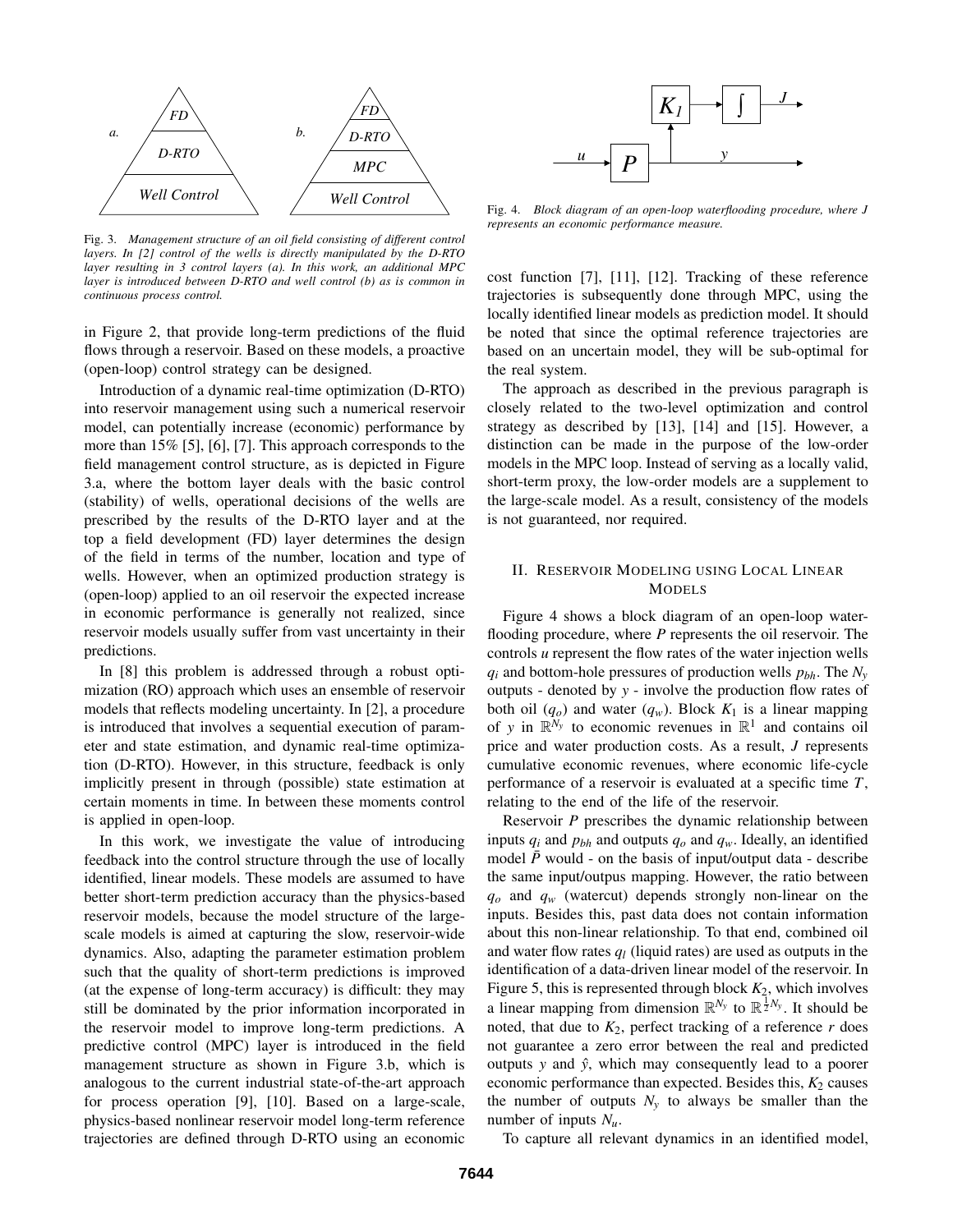FD

D-RTO

Well Control

a.

FD

D-RTO

MPC

Well Control

b.

Fig. 3. *Management structure of an oil field consisting of different control layers. In [2] control of the wells is directly manipulated by the D-RTO layer resulting in 3 control layers (a). In this work, an additional MPC layer is introduced between D-RTO and well control (b) as is common in continuous process control.*

in Figure 2, that provide long-term predictions of the fluid flows through a reservoir. Based on these models, a proactive (open-loop) control strategy can be designed.

Introduction of a dynamic real-time optimization (D-RTO) into reservoir management using such a numerical reservoir model, can potentially increase (economic) performance by more than 15% [5], [6], [7]. This approach corresponds to the field management control structure, as is depicted in Figure 3.a, where the bottom layer deals with the basic control (stability) of wells, operational decisions of the wells are prescribed by the results of the D-RTO layer and at the top a field development (FD) layer determines the design of the field in terms of the number, location and type of wells. However, when an optimized production strategy is (open-loop) applied to an oil reservoir the expected increase in economic performance is generally not realized, since reservoir models usually suffer from vast uncertainty in their predictions.

In [8] this problem is addressed through a robust optimization (RO) approach which uses an ensemble of reservoir models that reflects modeling uncertainty. In [2], a procedure is introduced that involves a sequential execution of parameter and state estimation, and dynamic real-time optimization (D-RTO). However, in this structure, feedback is only implicitly present in through (possible) state estimation at certain moments in time. In between these moments control is applied in open-loop.

In this work, we investigate the value of introducing feedback into the control structure through the use of locally identified, linear models. These models are assumed to have better short-term prediction accuracy than the physics-based reservoir models, because the model structure of the large-scale models is aimed at capturing the slow, reservoir-wide dynamics. Also, adapting the parameter estimation problem such that the quality of short-term predictions is improved (at the expense of long-term accuracy) is difficult: they may still be dominated by the prior information incorporated in the reservoir model to improve long-term predictions. A predictive control (MPC) layer is introduced in the field management structure as shown in Figure 3.b, which is analogous to the current industrial state-of-the-art approach for process operation [9], [10]. Based on a large-scale, physics-based nonlinear reservoir model long-term reference trajectories are defined through D-RTO using an economic cost function [7], [11], [12]. Tracking of these reference trajectories is subsequently done through MPC, using the locally identified linear models as prediction model. It should be noted that since the optimal reference trajectories are based on an uncertain model, they will be sub-optimal for the real system.

The approach as described in the previous paragraph is closely related to the two-level optimization and control strategy as described by [13], [14] and [15]. However, a distinction can be made in the purpose of the low-order models in the MPC loop. Instead of serving as a locally valid, short-term proxy, the low-order models are a supplement to the large-scale model. As a result, consistency of the models is not guaranteed, nor required.

$K_1$

$\int$

$J$

$u$

$P$

$y$

Fig. 4. *Block diagram of an open-loop waterflooding procedure, where $J$ represents an economic performance measure.*

## II. Reservoir Modeling using Local Linear Models

Figure 4 shows a block diagram of an open-loop waterflooding procedure, where $P$ represents the oil reservoir. The controls $u$ represent the flow rates of the water injection wells $q_i$ and bottom-hole pressures of production wells $p_{bh}$. The $N_y$ outputs - denoted by $y$ - involve the production flow rates of both oil ($q_o$) and water ($q_w$). Block $K_1$ is a linear mapping of $y$ in $\mathbb{R}^{N_y}$ to economic revenues in $\mathbb{R}^1$ and contains oil price and water production costs. As a result, $J$ represents cumulative economic revenues, where economic life-cycle performance of a reservoir is evaluated at a specific time $T$, relating to the end of the life of the reservoir.

Reservoir $P$ prescribes the dynamic relationship between inputs $q_i$ and $p_{bh}$ and outputs $q_o$ and $q_w$. Ideally, an identified model $\bar{P}$ would - on the basis of input/output data - describe the same input/outpus mapping. However, the ratio between $q_o$ and $q_w$ (watercut) depends strongly non-linear on the inputs. Besides this, past data does not contain information about this non-linear relationship. To that end, combined oil and water flow rates $q_l$ (liquid rates) are used as outputs in the identification of a data-driven linear model of the reservoir. In Figure 5, this is represented through block $K_2$, which involves a linear mapping from dimension $\mathbb{R}^{N_y}$ to $\mathbb{R}^{\frac{1}{2}N_y}$. It should be noted, that due to $K_2$, perfect tracking of a reference $r$ does not guarantee a zero error between the real and predicted outputs $y$ and $\hat{y}$, which may consequently lead to a poorer economic performance than expected. Besides this, $K_2$ causes the number of outputs $N_y$ to always be smaller than the number of inputs $N_u$.

To capture all relevant dynamics in an identified model,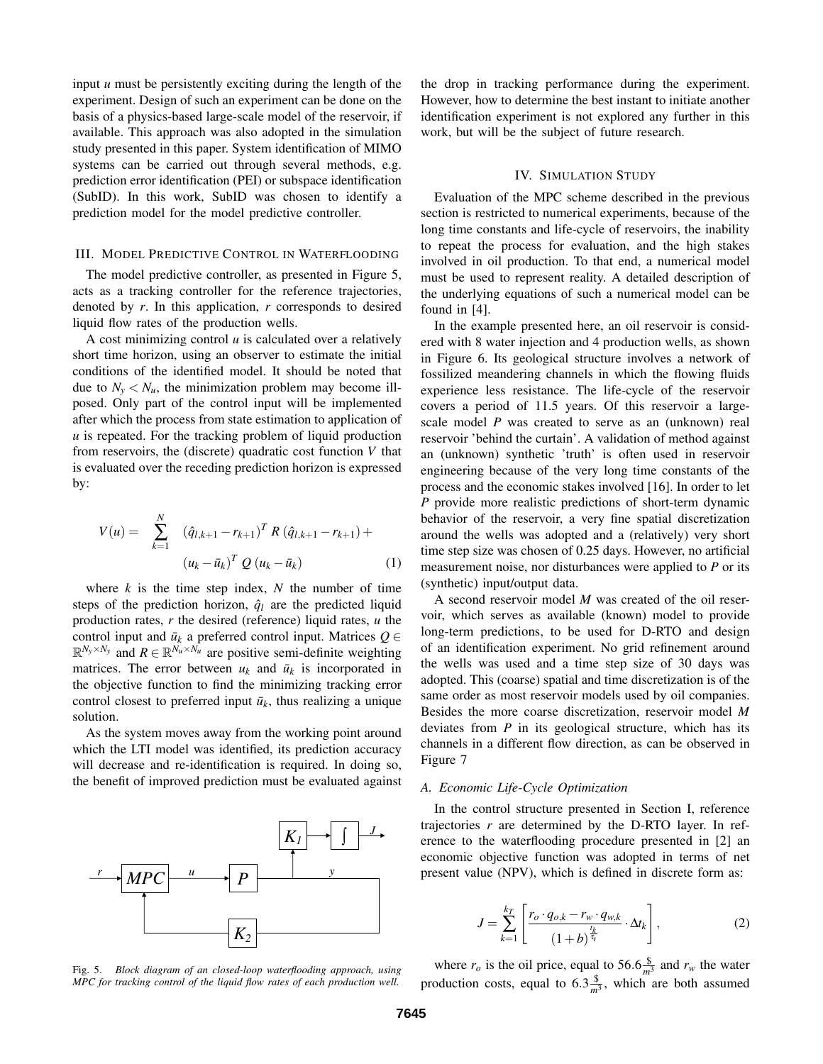input $u$ must be persistently exciting during the length of the experiment. Design of such an experiment can be done on the basis of a physics-based large-scale model of the reservoir, if available. This approach was also adopted in the simulation study presented in this paper. System identification of MIMO systems can be carried out through several methods, e.g. prediction error identification (PEI) or subspace identification (SubID). In this work, SubID was chosen to identify a prediction model for the model predictive controller.

## III. Model Predictive Control in Waterflooding

The model predictive controller, as presented in Figure 5, acts as a tracking controller for the reference trajectories, denoted by $r$. In this application, $r$ corresponds to desired liquid flow rates of the production wells.

A cost minimizing control $u$ is calculated over a relatively short time horizon, using an observer to estimate the initial conditions of the identified model. It should be noted that due to $N_y < N_u$, the minimization problem may become ill-posed. Only part of the control input will be implemented after which the process from state estimation to application of $u$ is repeated. For the tracking problem of liquid production from reservoirs, the (discrete) quadratic cost function $V$ that is evaluated over the receding prediction horizon is expressed by:

$$V(u) = \sum_{k=1}^{N} \left(\hat{q}_{l,k+1} - r_{k+1}\right)^T R \left(\hat{q}_{l,k+1} - r_{k+1}\right) + \left(u_k - \bar{u}_k\right)^T Q \left(u_k - \bar{u}_k\right) \tag{1}$$

where $k$ is the time step index, $N$ the number of time steps of the prediction horizon, $\hat{q}_l$ are the predicted liquid production rates, $r$ the desired (reference) liquid rates, $u$ the control input and $\bar{u}_k$ a preferred control input. Matrices $Q \in \mathbb{R}^{N_y \times N_y}$ and $R \in \mathbb{R}^{N_u \times N_u}$ are positive semi-definite weighting matrices. The error between $u_k$ and $\bar{u}_k$ is incorporated in the objective function to find the minimizing tracking error control closest to preferred input $\bar{u}_k$, thus realizing a unique solution.

As the system moves away from the working point around which the LTI model was identified, its prediction accuracy will decrease and re-identification is required. In doing so, the benefit of improved prediction must be evaluated against the drop in tracking performance during the experiment. However, how to determine the best instant to initiate another identification experiment is not explored any further in this work, but will be the subject of future research.

Fig. 5. *Block diagram of an closed-loop waterflooding approach, using MPC for tracking control of the liquid flow rates of each production well.*

## IV. Simulation Study

Evaluation of the MPC scheme described in the previous section is restricted to numerical experiments, because of the long time constants and life-cycle of reservoirs, the inability to repeat the process for evaluation, and the high stakes involved in oil production. To that end, a numerical model must be used to represent reality. A detailed description of the underlying equations of such a numerical model can be found in [4].

In the example presented here, an oil reservoir is considered with 8 water injection and 4 production wells, as shown in Figure 6. Its geological structure involves a network of fossilized meandering channels in which the flowing fluids experience less resistance. The life-cycle of the reservoir covers a period of 11.5 years. Of this reservoir a large-scale model $P$ was created to serve as an (unknown) real reservoir 'behind the curtain'. A validation of method against an (unknown) synthetic 'truth' is often used in reservoir engineering because of the very long time constants of the process and the economic stakes involved [16]. In order to let $P$ provide more realistic predictions of short-term dynamic behavior of the reservoir, a very fine spatial discretization around the wells was adopted and a (relatively) very short time step size was chosen of 0.25 days. However, no artificial measurement noise, nor disturbances were applied to $P$ or its (synthetic) input/output data.

A second reservoir model $M$ was created of the oil reservoir, which serves as available (known) model to provide long-term predictions, to be used for D-RTO and design of an identification experiment. No grid refinement around the wells was used and a time step size of 30 days was adopted. This (coarse) spatial and time discretization is of the same order as most reservoir models used by oil companies. Besides the more coarse discretization, reservoir model $M$ deviates from $P$ in its geological structure, which has its channels in a different flow direction, as can be observed in Figure 7

### A. Economic Life-Cycle Optimization

In the control structure presented in Section I, reference trajectories $r$ are determined by the D-RTO layer. In reference to the waterflooding procedure presented in [2] an economic objective function was adopted in terms of net present value (NPV), which is defined in discrete form as:

$$J = \sum_{k=1}^{k_T} \left[ \frac{r_o \cdot q_{o,k} - r_w \cdot q_{w,k}}{(1+b)^{\frac{t_k}{\tau_t}}} \cdot \Delta t_k \right], \tag{2}$$

where $r_o$ is the oil price, equal to $56.6 \frac{\$}{m^3}$ and $r_w$ the water production costs, equal to $6.3 \frac{\$}{m^3}$, which are both assumed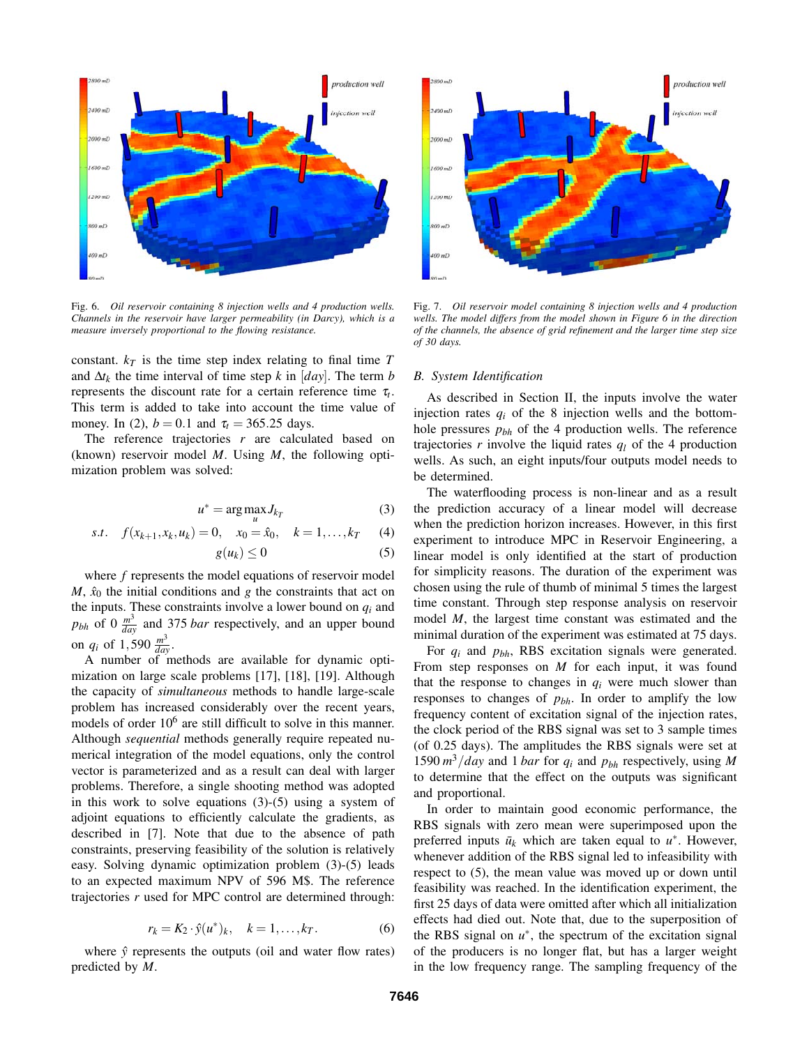Fig. 6. *Oil reservoir containing 8 injection wells and 4 production wells. Channels in the reservoir have larger permeability (in Darcy), which is a measure inversely proportional to the flowing resistance.*

Fig. 7. *Oil reservoir model containing 8 injection wells and 4 production wells. The model differs from the model shown in Figure 6 in the direction of the channels, the absence of grid refinement and the larger time step size of 30 days.*

constant. $k_T$ is the time step index relating to final time $T$ and $\Delta t_k$ the time interval of time step $k$ in $[day]$. The term $b$ represents the discount rate for a certain reference time $\tau_t$. This term is added to take into account the time value of money. In (2), $b = 0.1$ and $\tau_t = 365.25$ days.

The reference trajectories $r$ are calculated based on (known) reservoir model $M$. Using $M$, the following optimization problem was solved:

$$u^* = \arg\max_u J_{k_T} \quad (3)$$

$$s.t. \quad f(x_{k+1}, x_k, u_k) = 0, \quad x_0 = \hat{x}_0, \quad k = 1, \ldots, k_T \quad (4)$$

$$g(u_k) \leq 0 \quad (5)$$

where $f$ represents the model equations of reservoir model $M$, $\hat{x}_0$ the initial conditions and $g$ the constraints that act on the inputs. These constraints involve a lower bound on $q_i$ and $p_{bh}$ of $0 \frac{m^3}{day}$ and 375 $bar$ respectively, and an upper bound on $q_i$ of $1{,}590 \frac{m^3}{day}$.

A number of methods are available for dynamic optimization on large scale problems [17], [18], [19]. Although the capacity of *simultaneous* methods to handle large-scale problem has increased considerably over the recent years, models of order $10^6$ are still difficult to solve in this manner. Although *sequential* methods generally require repeated numerical integration of the model equations, only the control vector is parameterized and as a result can deal with larger problems. Therefore, a single shooting method was adopted in this work to solve equations (3)-(5) using a system of adjoint equations to efficiently calculate the gradients, as described in [7]. Note that due to the absence of path constraints, preserving feasibility of the solution is relatively easy. Solving dynamic optimization problem (3)-(5) leads to an expected maximum NPV of 596 M\$. The reference trajectories $r$ used for MPC control are determined through:

$$r_k = K_2 \cdot \hat{y}(u^*)_k, \quad k = 1, \ldots, k_T. \quad (6)$$

where $\hat{y}$ represents the outputs (oil and water flow rates) predicted by $M$.

### B. System Identification

As described in Section II, the inputs involve the water injection rates $q_i$ of the 8 injection wells and the bottom-hole pressures $p_{bh}$ of the 4 production wells. The reference trajectories $r$ involve the liquid rates $q_l$ of the 4 production wells. As such, an eight inputs/four outputs model needs to be determined.

The waterflooding process is non-linear and as a result the prediction accuracy of a linear model will decrease when the prediction horizon increases. However, in this first experiment to introduce MPC in Reservoir Engineering, a linear model is only identified at the start of production for simplicity reasons. The duration of the experiment was chosen using the rule of thumb of minimal 5 times the largest time constant. Through step response analysis on reservoir model $M$, the largest time constant was estimated and the minimal duration of the experiment was estimated at 75 days.

For $q_i$ and $p_{bh}$, RBS excitation signals were generated. From step responses on $M$ for each input, it was found that the response to changes in $q_i$ were much slower than responses to changes of $p_{bh}$. In order to amplify the low frequency content of excitation signal of the injection rates, the clock period of the RBS signal was set to 3 sample times (of 0.25 days). The amplitudes the RBS signals were set at $1590\, m^3/day$ and 1 $bar$ for $q_i$ and $p_{bh}$ respectively, using $M$ to determine that the effect on the outputs was significant and proportional.

In order to maintain good economic performance, the RBS signals with zero mean were superimposed upon the preferred inputs $\bar{u}_k$ which are taken equal to $u^*$. However, whenever addition of the RBS signal led to infeasibility with respect to (5), the mean value was moved up or down until feasibility was reached. In the identification experiment, the first 25 days of data were omitted after which all initialization effects had died out. Note that, due to the superposition of the RBS signal on $u^*$, the spectrum of the excitation signal of the producers is no longer flat, but has a larger weight in the low frequency range. The sampling frequency of the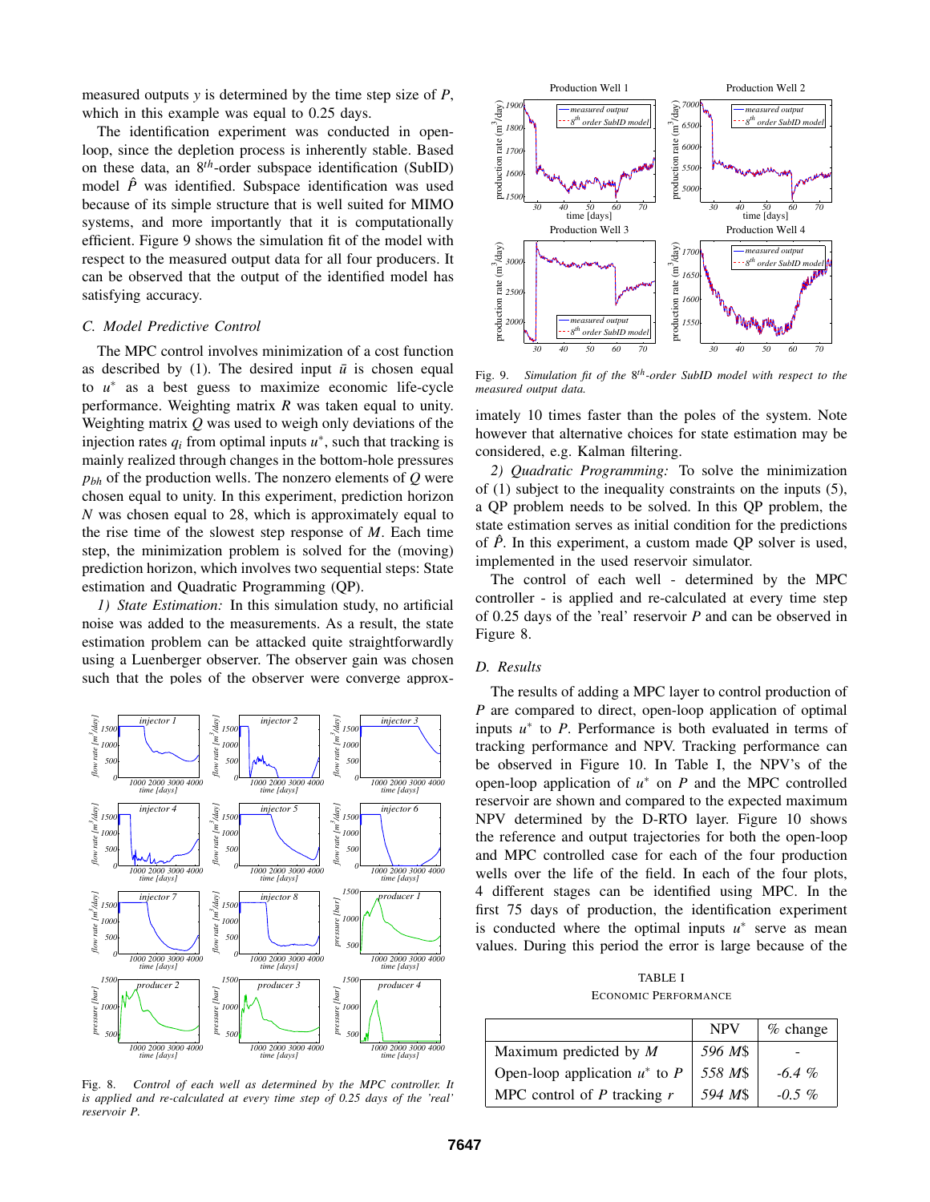measured outputs $y$ is determined by the time step size of $P$, which in this example was equal to 0.25 days.

The identification experiment was conducted in open-loop, since the depletion process is inherently stable. Based on these data, an $8^{th}$-order subspace identification (SubID) model $\hat{P}$ was identified. Subspace identification was used because of its simple structure that is well suited for MIMO systems, and more importantly that it is computationally efficient. Figure 9 shows the simulation fit of the model with respect to the measured output data for all four producers. It can be observed that the output of the identified model has satisfying accuracy.

### C. Model Predictive Control

The MPC control involves minimization of a cost function as described by (1). The desired input $\bar{u}$ is chosen equal to $u^*$ as a best guess to maximize economic life-cycle performance. Weighting matrix $R$ was taken equal to unity. Weighting matrix $Q$ was used to weigh only deviations of the injection rates $q_i$ from optimal inputs $u^*$, such that tracking is mainly realized through changes in the bottom-hole pressures $p_{bh}$ of the production wells. The nonzero elements of $Q$ were chosen equal to unity. In this experiment, prediction horizon $N$ was chosen equal to 28, which is approximately equal to the rise time of the slowest step response of $M$. Each time step, the minimization problem is solved for the (moving) prediction horizon, which involves two sequential steps: State estimation and Quadratic Programming (QP).

*1) State Estimation:* In this simulation study, no artificial noise was added to the measurements. As a result, the state estimation problem can be attacked quite straightforwardly using a Luenberger observer. The observer gain was chosen such that the poles of the observer were converge approximately 10 times faster than the poles of the system. Note however that alternative choices for state estimation may be considered, e.g. Kalman filtering.

*2) Quadratic Programming:* To solve the minimization of (1) subject to the inequality constraints on the inputs (5), a QP problem needs to be solved. In this QP problem, the state estimation serves as initial condition for the predictions of $\hat{P}$. In this experiment, a custom made QP solver is used, implemented in the used reservoir simulator.

The control of each well - determined by the MPC controller - is applied and re-calculated at every time step of 0.25 days of the 'real' reservoir $P$ and can be observed in Figure 8.

Fig. 8. *Control of each well as determined by the MPC controller. It is applied and re-calculated at every time step of 0.25 days of the 'real' reservoir P.*

Fig. 9. *Simulation fit of the $8^{th}$-order SubID model with respect to the measured output data.*

### D. Results

The results of adding a MPC layer to control production of $P$ are compared to direct, open-loop application of optimal inputs $u^*$ to $P$. Performance is both evaluated in terms of tracking performance and NPV. Tracking performance can be observed in Figure 10. In Table I, the NPV's of the open-loop application of $u^*$ on $P$ and the MPC controlled reservoir are shown and compared to the expected maximum NPV determined by the D-RTO layer. Figure 10 shows the reference and output trajectories for both the open-loop and MPC controlled case for each of the four production wells over the life of the field. In each of the four plots, 4 different stages can be identified using MPC. In the first 75 days of production, the identification experiment is conducted where the optimal inputs $u^*$ serve as mean values. During this period the error is large because of the

TABLE I
ECONOMIC PERFORMANCE

| | NPV | % change |
|---|---|---|
| Maximum predicted by $M$ | *596 M\$* | - |
| Open-loop application $u^*$ to $P$ | *558 M\$* | *-6.4 %* |
| MPC control of $P$ tracking $r$ | *594 M\$* | *-0.5 %* |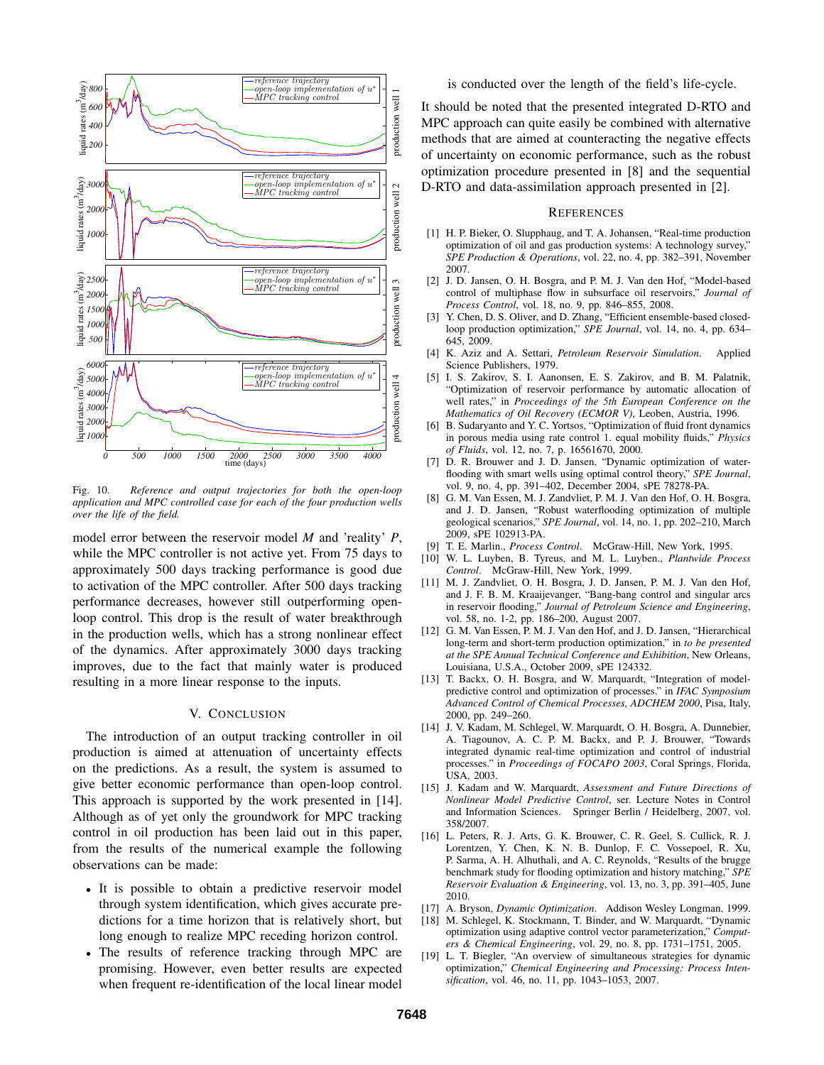reference trajectory
open-loop implementation of $u^*$
MPC tracking control

liquid rates (m$^3$/day)
800
600
400
200
production well 1

liquid rates (m$^3$/day)
3000
2000
1000
production well 2

liquid rates (m$^3$/day)
2500
2000
1500
1000
500
production well 3

liquid rates (m$^3$/day)
6000
5000
4000
3000
2000
1000
production well 4

0 500 1000 1500 2000 2500 3000 3500 4000
time (days)

Fig. 10. *Reference and output trajectories for both the open-loop application and MPC controlled case for each of the four production wells over the life of the field.*

model error between the reservoir model *M* and 'reality' *P*, while the MPC controller is not active yet. From 75 days to approximately 500 days tracking performance is good due to activation of the MPC controller. After 500 days tracking performance decreases, however still outperforming open-loop control. This drop is the result of water breakthrough in the production wells, which has a strong nonlinear effect of the dynamics. After approximately 3000 days tracking improves, due to the fact that mainly water is produced resulting in a more linear response to the inputs.

## V. Conclusion

The introduction of an output tracking controller in oil production is aimed at attenuation of uncertainty effects on the predictions. As a result, the system is assumed to give better economic performance than open-loop control. This approach is supported by the work presented in [14]. Although as of yet only the groundwork for MPC tracking control in oil production has been laid out in this paper, from the results of the numerical example the following observations can be made:

- It is possible to obtain a predictive reservoir model through system identification, which gives accurate predictions for a time horizon that is relatively short, but long enough to realize MPC receding horizon control.
- The results of reference tracking through MPC are promising. However, even better results are expected when frequent re-identification of the local linear model is conducted over the length of the field's life-cycle.

It should be noted that the presented integrated D-RTO and MPC approach can quite easily be combined with alternative methods that are aimed at counteracting the negative effects of uncertainty on economic performance, such as the robust optimization procedure presented in [8] and the sequential D-RTO and data-assimilation approach presented in [2].

## References

[1] H. P. Bieker, O. Slupphaug, and T. A. Johansen, "Real-time production optimization of oil and gas production systems: A technology survey," *SPE Production & Operations*, vol. 22, no. 4, pp. 382–391, November 2007.

[2] J. D. Jansen, O. H. Bosgra, and P. M. J. Van den Hof, "Model-based control of multiphase flow in subsurface oil reservoirs," *Journal of Process Control*, vol. 18, no. 9, pp. 846–855, 2008.

[3] Y. Chen, D. S. Oliver, and D. Zhang, "Efficient ensemble-based closed-loop production optimization," *SPE Journal*, vol. 14, no. 4, pp. 634–645, 2009.

[4] K. Aziz and A. Settari, *Petroleum Reservoir Simulation*. Applied Science Publishers, 1979.

[5] I. S. Zakirov, S. I. Aanonsen, E. S. Zakirov, and B. M. Palatnik, "Optimization of reservoir performance by automatic allocation of well rates," in *Proceedings of the 5th European Conference on the Mathematics of Oil Recovery (ECMOR V)*, Leoben, Austria, 1996.

[6] B. Sudaryanto and Y. C. Yortsos, "Optimization of fluid front dynamics in porous media using rate control 1. equal mobility fluids," *Physics of Fluids*, vol. 12, no. 7, p. 16561670, 2000.

[7] D. R. Brouwer and J. D. Jansen, "Dynamic optimization of water-flooding with smart wells using optimal control theory," *SPE Journal*, vol. 9, no. 4, pp. 391–402, December 2004, sPE 78278-PA.

[8] G. M. Van Essen, M. J. Zandvliet, P. M. J. Van den Hof, O. H. Bosgra, and J. D. Jansen, "Robust waterflooding optimization of multiple geological scenarios," *SPE Journal*, vol. 14, no. 1, pp. 202–210, March 2009, sPE 102913-PA.

[9] T. E. Marlin., *Process Control*. McGraw-Hill, New York, 1995.

[10] W. L. Luyben, B. Tyreus, and M. L. Luyben., *Plantwide Process Control*. McGraw-Hill, New York, 1999.

[11] M. J. Zandvliet, O. H. Bosgra, J. D. Jansen, P. M. J. Van den Hof, and J. F. B. M. Kraaijevanger, "Bang-bang control and singular arcs in reservoir flooding," *Journal of Petroleum Science and Engineering*, vol. 58, no. 1-2, pp. 186–200, August 2007.

[12] G. M. Van Essen, P. M. J. Van den Hof, and J. D. Jansen, "Hierarchical long-term and short-term production optimization," in *to be presented at the SPE Annual Technical Conference and Exhibition*, New Orleans, Louisiana, U.S.A., October 2009, sPE 124332.

[13] T. Backx, O. H. Bosgra, and W. Marquardt, "Integration of model-predictive control and optimization of processes." in *IFAC Symposium Advanced Control of Chemical Processes, ADCHEM 2000*, Pisa, Italy, 2000, pp. 249–260.

[14] J. V. Kadam, M. Schlegel, W. Marquardt, O. H. Bosgra, A. Dunnebier, A. Tiagounov, A. C. P. M. Backx, and P. J. Brouwer, "Towards integrated dynamic real-time optimization and control of industrial processes." in *Proceedings of FOCAPO 2003*, Coral Springs, Florida, USA, 2003.

[15] J. Kadam and W. Marquardt, *Assessment and Future Directions of Nonlinear Model Predictive Control*, ser. Lecture Notes in Control and Information Sciences. Springer Berlin / Heidelberg, 2007, vol. 358/2007.

[16] L. Peters, R. J. Arts, G. K. Brouwer, C. R. Geel, S. Cullick, R. J. Lorentzen, Y. Chen, K. N. B. Dunlop, F. C. Vossepoel, R. Xu, P. Sarma, A. H. Alhuthali, and A. C. Reynolds, "Results of the brugge benchmark study for flooding optimization and history matching," *SPE Reservoir Evaluation & Engineering*, vol. 13, no. 3, pp. 391–405, June 2010.

[17] A. Bryson, *Dynamic Optimization*. Addison Wesley Longman, 1999.

[18] M. Schlegel, K. Stockmann, T. Binder, and W. Marquardt, "Dynamic optimization using adaptive control vector parameterization," *Computers & Chemical Engineering*, vol. 29, no. 8, pp. 1731–1751, 2005.

[19] L. T. Biegler, "An overview of simultaneous strategies for dynamic optimization," *Chemical Engineering and Processing: Process Intensification*, vol. 46, no. 11, pp. 1043–1053, 2007.